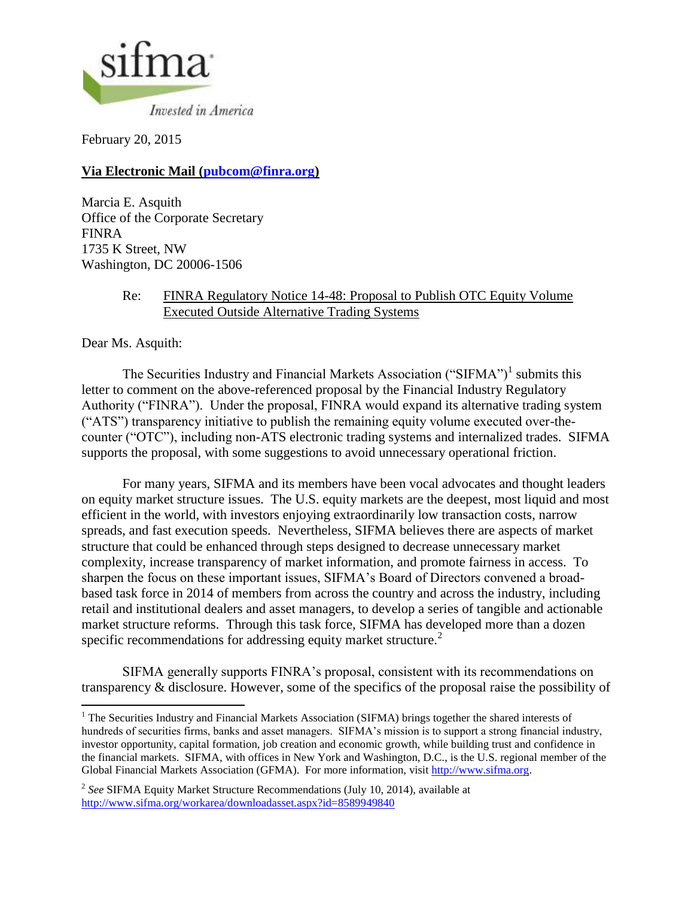sifma

*Invested in America*

February 20, 2015

**Via Electronic Mail (pubcom@finra.org)**

Marcia E. Asquith  
Office of the Corporate Secretary  
FINRA  
1735 K Street, NW  
Washington, DC 20006-1506

Re: FINRA Regulatory Notice 14-48: Proposal to Publish OTC Equity Volume Executed Outside Alternative Trading Systems

Dear Ms. Asquith:

The Securities Industry and Financial Markets Association ("SIFMA")[1] submits this letter to comment on the above-referenced proposal by the Financial Industry Regulatory Authority ("FINRA"). Under the proposal, FINRA would expand its alternative trading system ("ATS") transparency initiative to publish the remaining equity volume executed over-the-counter ("OTC"), including non-ATS electronic trading systems and internalized trades. SIFMA supports the proposal, with some suggestions to avoid unnecessary operational friction.

For many years, SIFMA and its members have been vocal advocates and thought leaders on equity market structure issues. The U.S. equity markets are the deepest, most liquid and most efficient in the world, with investors enjoying extraordinarily low transaction costs, narrow spreads, and fast execution speeds. Nevertheless, SIFMA believes there are aspects of market structure that could be enhanced through steps designed to decrease unnecessary market complexity, increase transparency of market information, and promote fairness in access. To sharpen the focus on these important issues, SIFMA's Board of Directors convened a broad-based task force in 2014 of members from across the country and across the industry, including retail and institutional dealers and asset managers, to develop a series of tangible and actionable market structure reforms. Through this task force, SIFMA has developed more than a dozen specific recommendations for addressing equity market structure.[2]

SIFMA generally supports FINRA's proposal, consistent with its recommendations on transparency & disclosure. However, some of the specifics of the proposal raise the possibility of

---

[1] The Securities Industry and Financial Markets Association (SIFMA) brings together the shared interests of hundreds of securities firms, banks and asset managers. SIFMA's mission is to support a strong financial industry, investor opportunity, capital formation, job creation and economic growth, while building trust and confidence in the financial markets. SIFMA, with offices in New York and Washington, D.C., is the U.S. regional member of the Global Financial Markets Association (GFMA). For more information, visit http://www.sifma.org.

[2] *See* SIFMA Equity Market Structure Recommendations (July 10, 2014), available at http://www.sifma.org/workarea/downloadasset.aspx?id=8589949840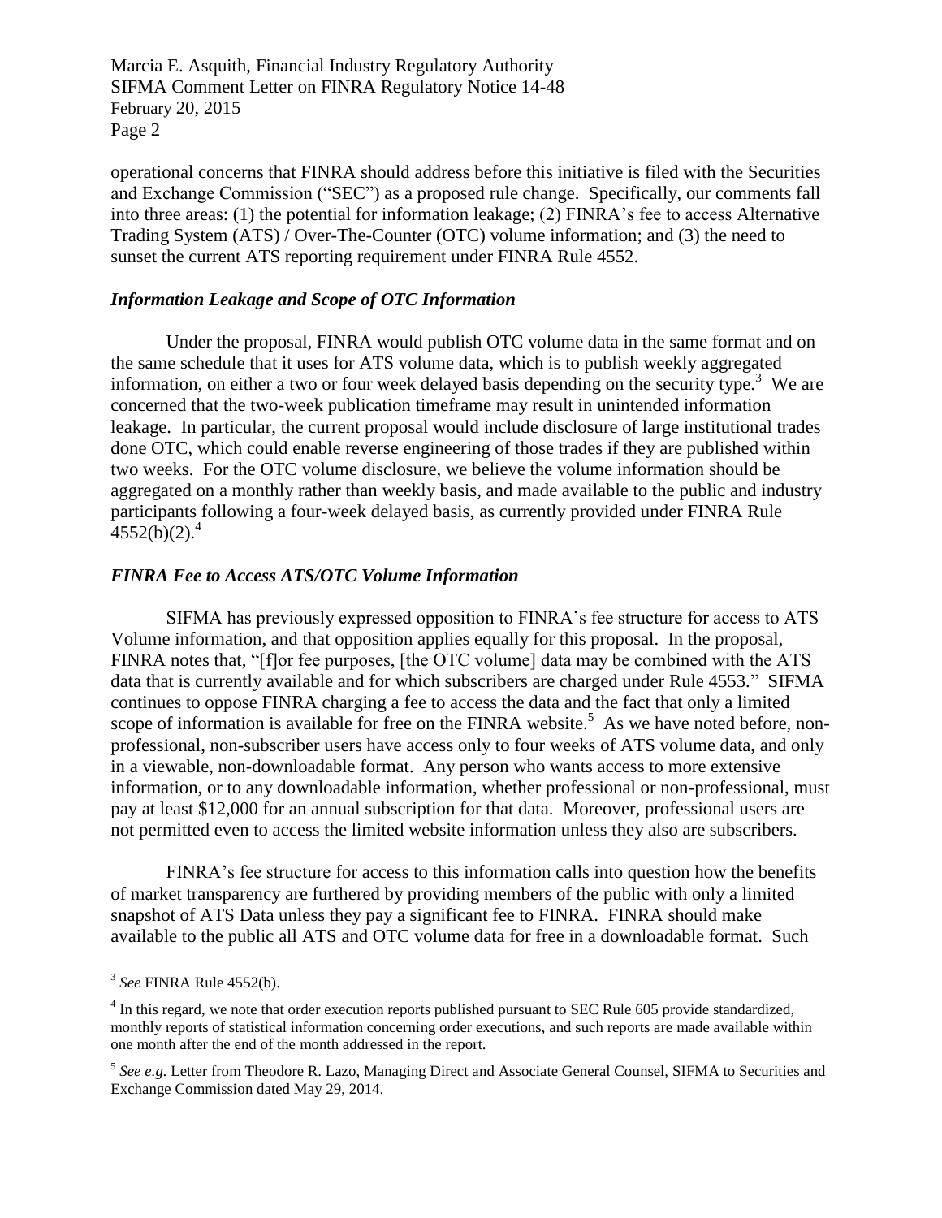operational concerns that FINRA should address before this initiative is filed with the Securities and Exchange Commission ("SEC") as a proposed rule change. Specifically, our comments fall into three areas: (1) the potential for information leakage; (2) FINRA's fee to access Alternative Trading System (ATS) / Over-The-Counter (OTC) volume information; and (3) the need to sunset the current ATS reporting requirement under FINRA Rule 4552.

### *Information Leakage and Scope of OTC Information*

Under the proposal, FINRA would publish OTC volume data in the same format and on the same schedule that it uses for ATS volume data, which is to publish weekly aggregated information, on either a two or four week delayed basis depending on the security type.[3] We are concerned that the two-week publication timeframe may result in unintended information leakage. In particular, the current proposal would include disclosure of large institutional trades done OTC, which could enable reverse engineering of those trades if they are published within two weeks. For the OTC volume disclosure, we believe the volume information should be aggregated on a monthly rather than weekly basis, and made available to the public and industry participants following a four-week delayed basis, as currently provided under FINRA Rule 4552(b)(2).[4]

### *FINRA Fee to Access ATS/OTC Volume Information*

SIFMA has previously expressed opposition to FINRA's fee structure for access to ATS Volume information, and that opposition applies equally for this proposal. In the proposal, FINRA notes that, "[f]or fee purposes, [the OTC volume] data may be combined with the ATS data that is currently available and for which subscribers are charged under Rule 4553." SIFMA continues to oppose FINRA charging a fee to access the data and the fact that only a limited scope of information is available for free on the FINRA website.[5] As we have noted before, non-professional, non-subscriber users have access only to four weeks of ATS volume data, and only in a viewable, non-downloadable format. Any person who wants access to more extensive information, or to any downloadable information, whether professional or non-professional, must pay at least $12,000 for an annual subscription for that data. Moreover, professional users are not permitted even to access the limited website information unless they also are subscribers.

FINRA's fee structure for access to this information calls into question how the benefits of market transparency are furthered by providing members of the public with only a limited snapshot of ATS Data unless they pay a significant fee to FINRA. FINRA should make available to the public all ATS and OTC volume data for free in a downloadable format. Such

---

[3] *See* FINRA Rule 4552(b).

[4] In this regard, we note that order execution reports published pursuant to SEC Rule 605 provide standardized, monthly reports of statistical information concerning order executions, and such reports are made available within one month after the end of the month addressed in the report.

[5] *See e.g.* Letter from Theodore R. Lazo, Managing Direct and Associate General Counsel, SIFMA to Securities and Exchange Commission dated May 29, 2014.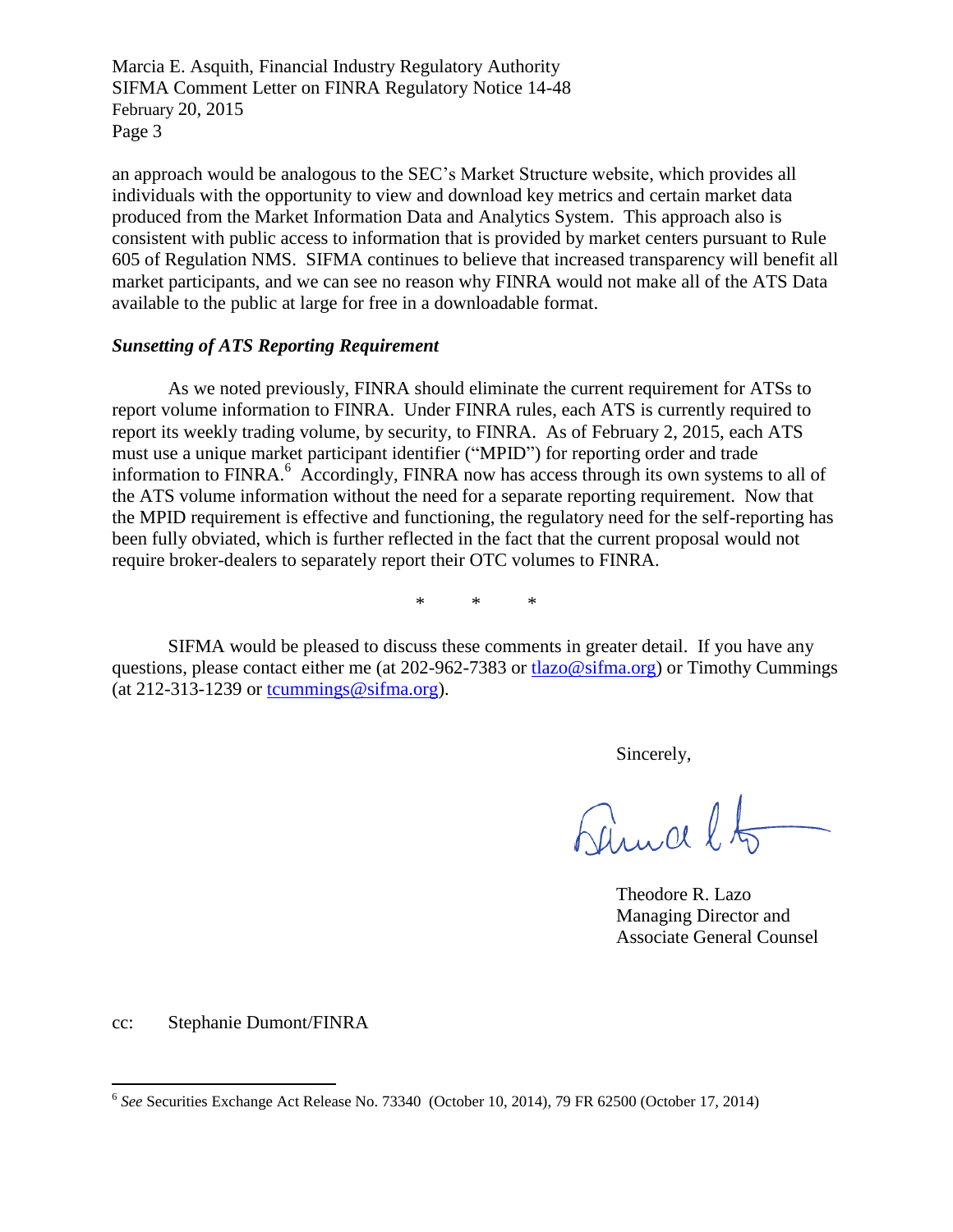an approach would be analogous to the SEC's Market Structure website, which provides all individuals with the opportunity to view and download key metrics and certain market data produced from the Market Information Data and Analytics System. This approach also is consistent with public access to information that is provided by market centers pursuant to Rule 605 of Regulation NMS. SIFMA continues to believe that increased transparency will benefit all market participants, and we can see no reason why FINRA would not make all of the ATS Data available to the public at large for free in a downloadable format.

***Sunsetting of ATS Reporting Requirement***

As we noted previously, FINRA should eliminate the current requirement for ATSs to report volume information to FINRA. Under FINRA rules, each ATS is currently required to report its weekly trading volume, by security, to FINRA. As of February 2, 2015, each ATS must use a unique market participant identifier ("MPID") for reporting order and trade information to FINRA.[6] Accordingly, FINRA now has access through its own systems to all of the ATS volume information without the need for a separate reporting requirement. Now that the MPID requirement is effective and functioning, the regulatory need for the self-reporting has been fully obviated, which is further reflected in the fact that the current proposal would not require broker-dealers to separately report their OTC volumes to FINRA.

\* \* \*

SIFMA would be pleased to discuss these comments in greater detail. If you have any questions, please contact either me (at 202-962-7383 or tlazo@sifma.org) or Timothy Cummings (at 212-313-1239 or tcummings@sifma.org).

Sincerely,

Theodore R. Lazo
Managing Director and
Associate General Counsel

cc: Stephanie Dumont/FINRA

[6] *See* Securities Exchange Act Release No. 73340 (October 10, 2014), 79 FR 62500 (October 17, 2014)